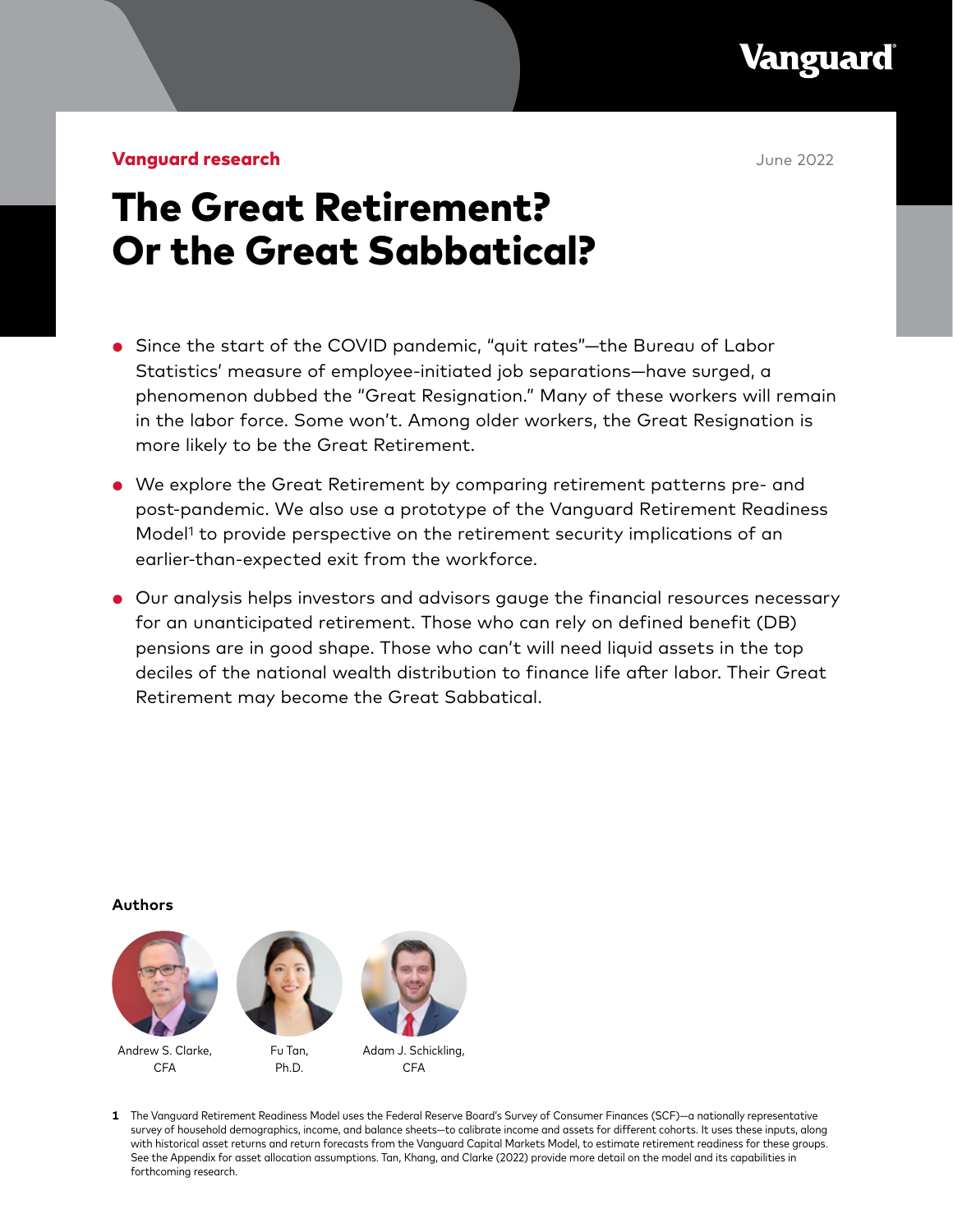Vanguard research

June 2022

# The Great Retirement? Or the Great Sabbatical?

- Since the start of the COVID pandemic, "quit rates"—the Bureau of Labor Statistics' measure of employee-initiated job separations—have surged, a phenomenon dubbed the "Great Resignation." Many of these workers will remain in the labor force. Some won't. Among older workers, the Great Resignation is more likely to be the Great Retirement.
- We explore the Great Retirement by comparing retirement patterns pre- and post-pandemic. We also use a prototype of the Vanguard Retirement Readiness Model[1] to provide perspective on the retirement security implications of an earlier-than-expected exit from the workforce.
- Our analysis helps investors and advisors gauge the financial resources necessary for an unanticipated retirement. Those who can rely on defined benefit (DB) pensions are in good shape. Those who can't will need liquid assets in the top deciles of the national wealth distribution to finance life after labor. Their Great Retirement may become the Great Sabbatical.

**Authors**

Andrew S. Clarke, CFA

Fu Tan, Ph.D.

Adam J. Schickling, CFA

1 The Vanguard Retirement Readiness Model uses the Federal Reserve Board's Survey of Consumer Finances (SCF)—a nationally representative survey of household demographics, income, and balance sheets—to calibrate income and assets for different cohorts. It uses these inputs, along with historical asset returns and return forecasts from the Vanguard Capital Markets Model, to estimate retirement readiness for these groups. See the Appendix for asset allocation assumptions. Tan, Khang, and Clarke (2022) provide more detail on the model and its capabilities in forthcoming research.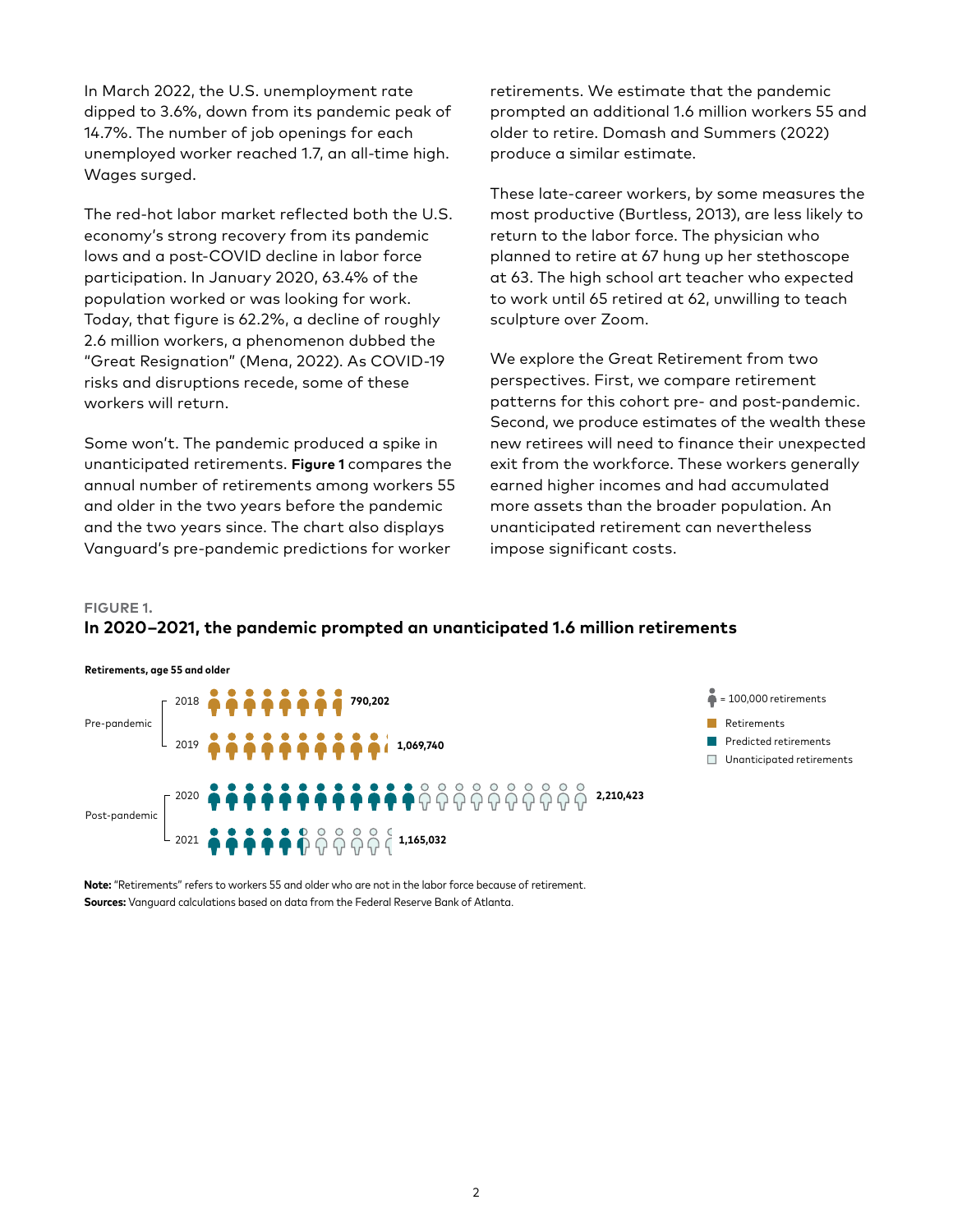In March 2022, the U.S. unemployment rate dipped to 3.6%, down from its pandemic peak of 14.7%. The number of job openings for each unemployed worker reached 1.7, an all-time high. Wages surged.

The red-hot labor market reflected both the U.S. economy's strong recovery from its pandemic lows and a post-COVID decline in labor force participation. In January 2020, 63.4% of the population worked or was looking for work. Today, that figure is 62.2%, a decline of roughly 2.6 million workers, a phenomenon dubbed the "Great Resignation" (Mena, 2022). As COVID-19 risks and disruptions recede, some of these workers will return.

Some won't. The pandemic produced a spike in unanticipated retirements. **Figure 1** compares the annual number of retirements among workers 55 and older in the two years before the pandemic and the two years since. The chart also displays Vanguard's pre-pandemic predictions for worker retirements. We estimate that the pandemic prompted an additional 1.6 million workers 55 and older to retire. Domash and Summers (2022) produce a similar estimate.

These late-career workers, by some measures the most productive (Burtless, 2013), are less likely to return to the labor force. The physician who planned to retire at 67 hung up her stethoscope at 63. The high school art teacher who expected to work until 65 retired at 62, unwilling to teach sculpture over Zoom.

We explore the Great Retirement from two perspectives. First, we compare retirement patterns for this cohort pre- and post-pandemic. Second, we produce estimates of the wealth these new retirees will need to finance their unexpected exit from the workforce. These workers generally earned higher incomes and had accumulated more assets than the broader population. An unanticipated retirement can nevertheless impose significant costs.

**FIGURE 1.**

**In 2020–2021, the pandemic prompted an unanticipated 1.6 million retirements**

**Retirements, age 55 and older**

| Period | Year | Retirements |
|---|---|---|
| Pre-pandemic | 2018 | 790,202 |
| Pre-pandemic | 2019 | 1,069,740 |
| Post-pandemic | 2020 | 2,210,423 |
| Post-pandemic | 2021 | 1,165,032 |

Legend: each icon = 100,000 retirements; Retirements; Predicted retirements; Unanticipated retirements

**Note:** "Retirements" refers to workers 55 and older who are not in the labor force because of retirement.
**Sources:** Vanguard calculations based on data from the Federal Reserve Bank of Atlanta.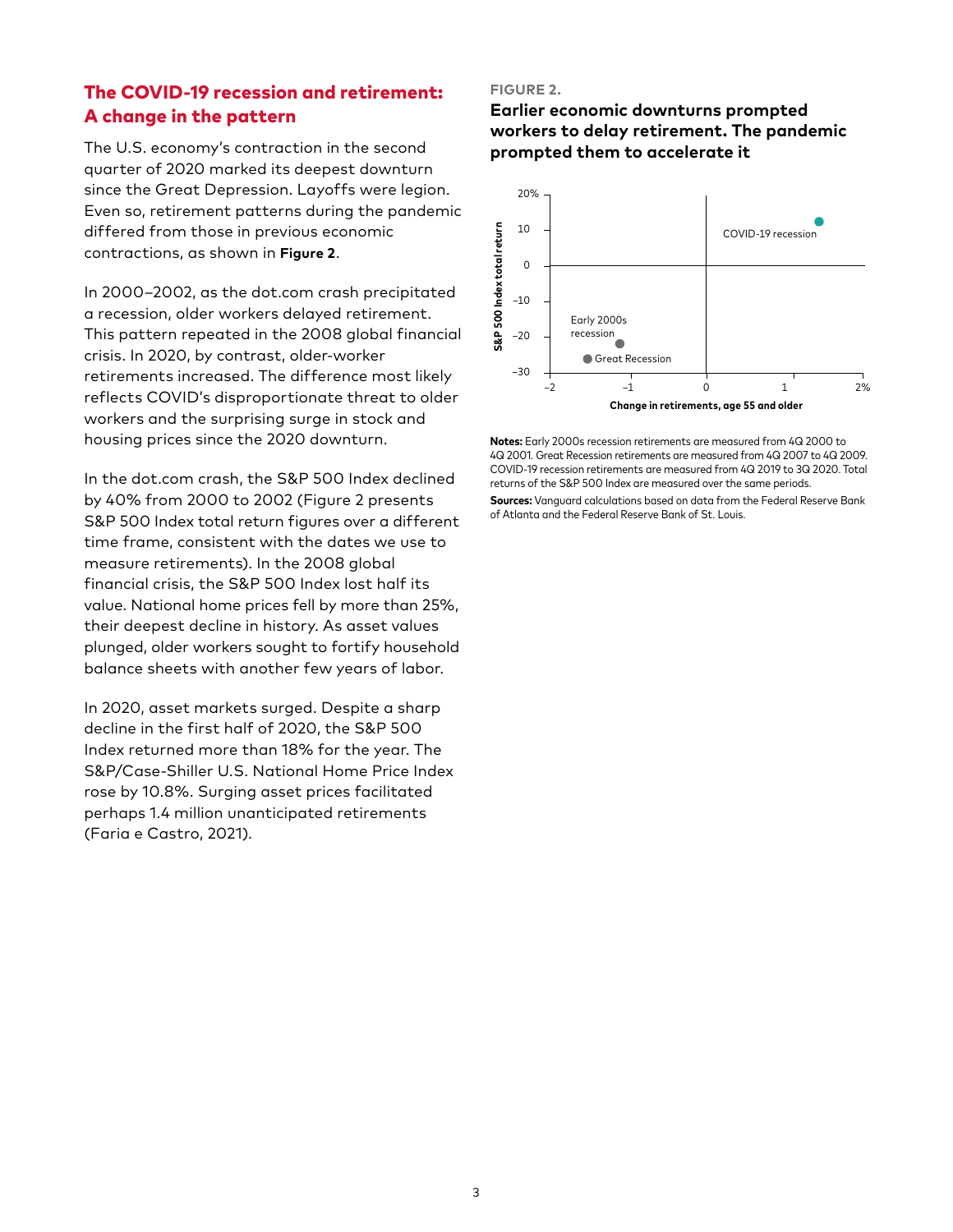## The COVID-19 recession and retirement: A change in the pattern

The U.S. economy's contraction in the second quarter of 2020 marked its deepest downturn since the Great Depression. Layoffs were legion. Even so, retirement patterns during the pandemic differed from those in previous economic contractions, as shown in **Figure 2**.

In 2000–2002, as the dot.com crash precipitated a recession, older workers delayed retirement. This pattern repeated in the 2008 global financial crisis. In 2020, by contrast, older-worker retirements increased. The difference most likely reflects COVID's disproportionate threat to older workers and the surprising surge in stock and housing prices since the 2020 downturn.

In the dot.com crash, the S&P 500 Index declined by 40% from 2000 to 2002 (Figure 2 presents S&P 500 Index total return figures over a different time frame, consistent with the dates we use to measure retirements). In the 2008 global financial crisis, the S&P 500 Index lost half its value. National home prices fell by more than 25%, their deepest decline in history. As asset values plunged, older workers sought to fortify household balance sheets with another few years of labor.

In 2020, asset markets surged. Despite a sharp decline in the first half of 2020, the S&P 500 Index returned more than 18% for the year. The S&P/Case-Shiller U.S. National Home Price Index rose by 10.8%. Surging asset prices facilitated perhaps 1.4 million unanticipated retirements (Faria e Castro, 2021).

**FIGURE 2.**

**Earlier economic downturns prompted workers to delay retirement. The pandemic prompted them to accelerate it**

**Notes:** Early 2000s recession retirements are measured from 4Q 2000 to 4Q 2001. Great Recession retirements are measured from 4Q 2007 to 4Q 2009. COVID-19 recession retirements are measured from 4Q 2019 to 3Q 2020. Total returns of the S&P 500 Index are measured over the same periods.

**Sources:** Vanguard calculations based on data from the Federal Reserve Bank of Atlanta and the Federal Reserve Bank of St. Louis.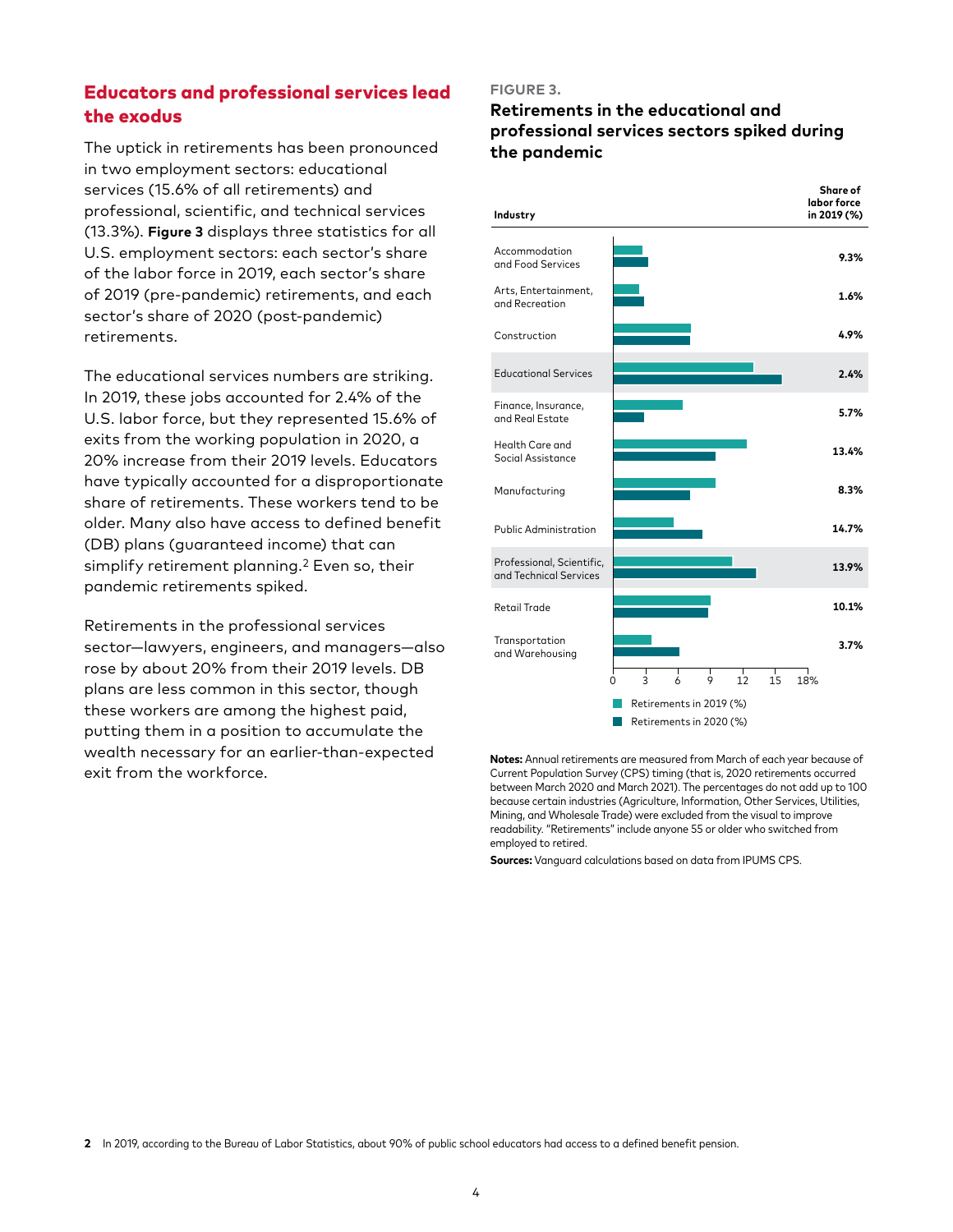## Educators and professional services lead the exodus

The uptick in retirements has been pronounced in two employment sectors: educational services (15.6% of all retirements) and professional, scientific, and technical services (13.3%). **Figure 3** displays three statistics for all U.S. employment sectors: each sector's share of the labor force in 2019, each sector's share of 2019 (pre-pandemic) retirements, and each sector's share of 2020 (post-pandemic) retirements.

The educational services numbers are striking. In 2019, these jobs accounted for 2.4% of the U.S. labor force, but they represented 15.6% of exits from the working population in 2020, a 20% increase from their 2019 levels. Educators have typically accounted for a disproportionate share of retirements. These workers tend to be older. Many also have access to defined benefit (DB) plans (guaranteed income) that can simplify retirement planning.[2] Even so, their pandemic retirements spiked.

Retirements in the professional services sector—lawyers, engineers, and managers—also rose by about 20% from their 2019 levels. DB plans are less common in this sector, though these workers are among the highest paid, putting them in a position to accumulate the wealth necessary for an earlier-than-expected exit from the workforce.

FIGURE 3.

**Retirements in the educational and professional services sectors spiked during the pandemic**

| Industry | Share of labor force in 2019 (%) |
|---|---|
| Accommodation and Food Services | 9.3% |
| Arts, Entertainment, and Recreation | 1.6% |
| Construction | 4.9% |
| Educational Services | 2.4% |
| Finance, Insurance, and Real Estate | 5.7% |
| Health Care and Social Assistance | 13.4% |
| Manufacturing | 8.3% |
| Public Administration | 14.7% |
| Professional, Scientific, and Technical Services | 13.9% |
| Retail Trade | 10.1% |
| Transportation and Warehousing | 3.7% |

Retirements in 2019 (%)
Retirements in 2020 (%)

**Notes:** Annual retirements are measured from March of each year because of Current Population Survey (CPS) timing (that is, 2020 retirements occurred between March 2020 and March 2021). The percentages do not add up to 100 because certain industries (Agriculture, Information, Other Services, Utilities, Mining, and Wholesale Trade) were excluded from the visual to improve readability. "Retirements" include anyone 55 or older who switched from employed to retired.

**Sources:** Vanguard calculations based on data from IPUMS CPS.

[2] In 2019, according to the Bureau of Labor Statistics, about 90% of public school educators had access to a defined benefit pension.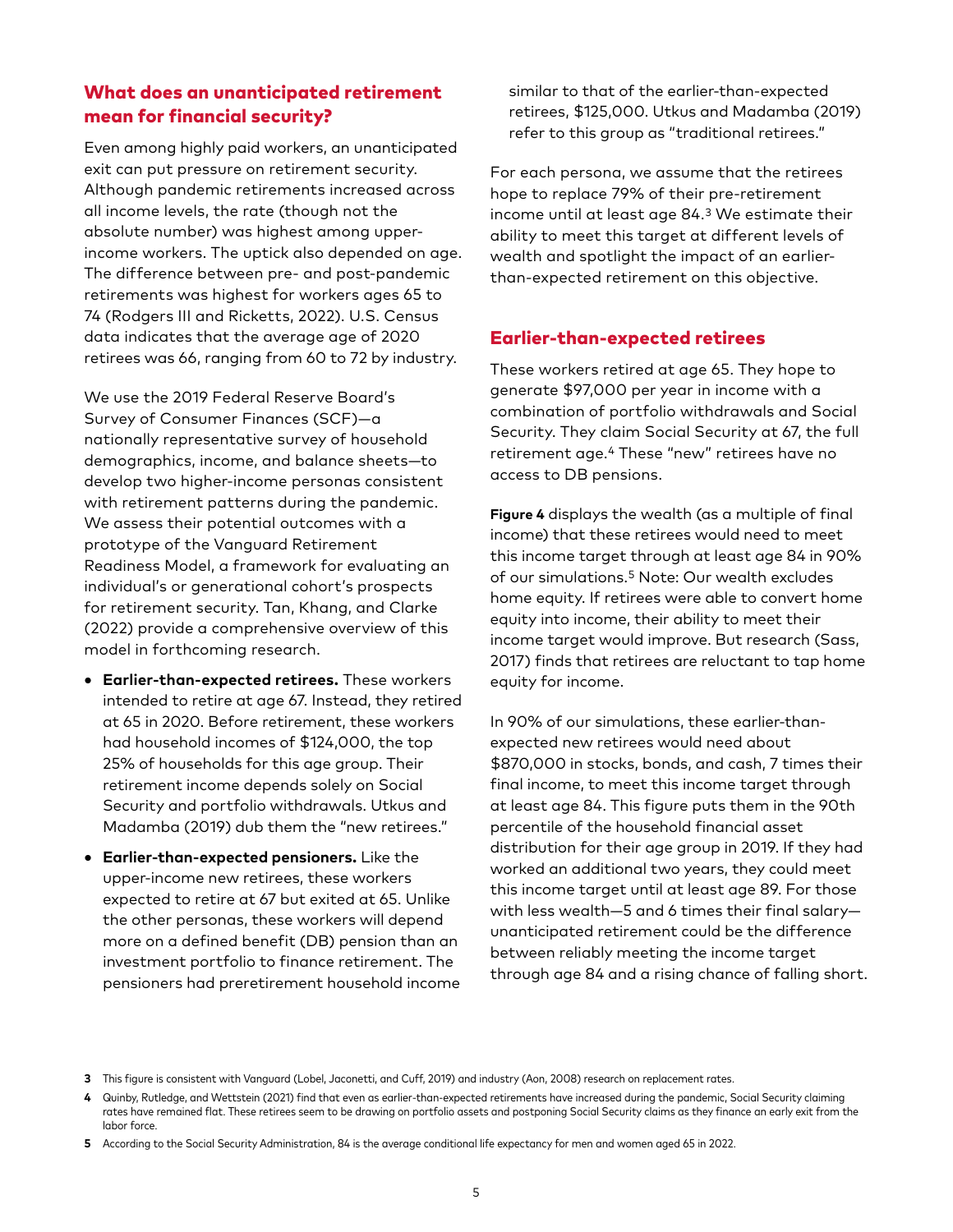## What does an unanticipated retirement mean for financial security?

Even among highly paid workers, an unanticipated exit can put pressure on retirement security. Although pandemic retirements increased across all income levels, the rate (though not the absolute number) was highest among upper-income workers. The uptick also depended on age. The difference between pre- and post-pandemic retirements was highest for workers ages 65 to 74 (Rodgers III and Ricketts, 2022). U.S. Census data indicates that the average age of 2020 retirees was 66, ranging from 60 to 72 by industry.

We use the 2019 Federal Reserve Board's Survey of Consumer Finances (SCF)—a nationally representative survey of household demographics, income, and balance sheets—to develop two higher-income personas consistent with retirement patterns during the pandemic. We assess their potential outcomes with a prototype of the Vanguard Retirement Readiness Model, a framework for evaluating an individual's or generational cohort's prospects for retirement security. Tan, Khang, and Clarke (2022) provide a comprehensive overview of this model in forthcoming research.

- **Earlier-than-expected retirees.** These workers intended to retire at age 67. Instead, they retired at 65 in 2020. Before retirement, these workers had household incomes of $124,000, the top 25% of households for this age group. Their retirement income depends solely on Social Security and portfolio withdrawals. Utkus and Madamba (2019) dub them the "new retirees."
- **Earlier-than-expected pensioners.** Like the upper-income new retirees, these workers expected to retire at 67 but exited at 65. Unlike the other personas, these workers will depend more on a defined benefit (DB) pension than an investment portfolio to finance retirement. The pensioners had preretirement household income similar to that of the earlier-than-expected retirees, $125,000. Utkus and Madamba (2019) refer to this group as "traditional retirees."

For each persona, we assume that the retirees hope to replace 79% of their pre-retirement income until at least age 84.[3] We estimate their ability to meet this target at different levels of wealth and spotlight the impact of an earlier-than-expected retirement on this objective.

## Earlier-than-expected retirees

These workers retired at age 65. They hope to generate $97,000 per year in income with a combination of portfolio withdrawals and Social Security. They claim Social Security at 67, the full retirement age.[4] These "new" retirees have no access to DB pensions.

**Figure 4** displays the wealth (as a multiple of final income) that these retirees would need to meet this income target through at least age 84 in 90% of our simulations.[5] Note: Our wealth excludes home equity. If retirees were able to convert home equity into income, their ability to meet their income target would improve. But research (Sass, 2017) finds that retirees are reluctant to tap home equity for income.

In 90% of our simulations, these earlier-than-expected new retirees would need about $870,000 in stocks, bonds, and cash, 7 times their final income, to meet this income target through at least age 84. This figure puts them in the 90th percentile of the household financial asset distribution for their age group in 2019. If they had worked an additional two years, they could meet this income target until at least age 89. For those with less wealth—5 and 6 times their final salary—unanticipated retirement could be the difference between reliably meeting the income target through age 84 and a rising chance of falling short.

---

3 This figure is consistent with Vanguard (Lobel, Jaconetti, and Cuff, 2019) and industry (Aon, 2008) research on replacement rates.

4 Quinby, Rutledge, and Wettstein (2021) find that even as earlier-than-expected retirements have increased during the pandemic, Social Security claiming rates have remained flat. These retirees seem to be drawing on portfolio assets and postponing Social Security claims as they finance an early exit from the labor force.

5 According to the Social Security Administration, 84 is the average conditional life expectancy for men and women aged 65 in 2022.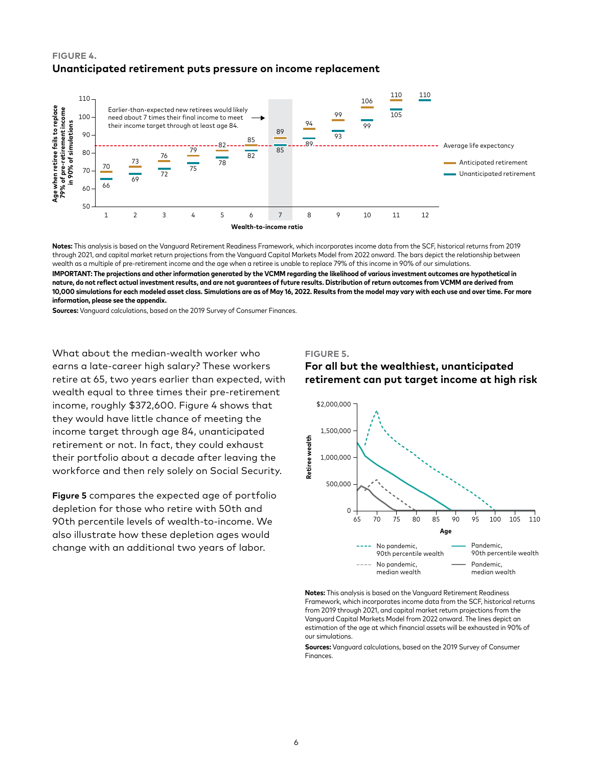**FIGURE 4.**

### Unanticipated retirement puts pressure on income replacement

Earlier-than-expected new retirees would likely need about 7 times their final income to meet their income target through at least age 84.

| Wealth-to-income ratio | 1 | 2 | 3 | 4 | 5 | 6 | 7 | 8 | 9 | 10 | 11 | 12 |
|---|---|---|---|---|---|---|---|---|---|---|---|---|
| Anticipated retirement | 70 | 73 | 76 | 79 | 82 | 85 | 89 | 94 | 99 | 106 | 110 | 110 |
| Unanticipated retirement | 66 | 69 | 72 | 75 | 78 | 82 | 85 | 89 | 93 | 99 | 105 | 110 |

Y-axis: Age when retiree fails to replace 79% of pre-retirement income in 90% of simulations. Dashed line: Average life expectancy.

**Notes:** This analysis is based on the Vanguard Retirement Readiness Framework, which incorporates income data from the SCF, historical returns from 2019 through 2021, and capital market return projections from the Vanguard Capital Markets Model from 2022 onward. The bars depict the relationship between wealth as a multiple of pre-retirement income and the age when a retiree is unable to replace 79% of this income in 90% of our simulations.

**IMPORTANT: The projections and other information generated by the VCMM regarding the likelihood of various investment outcomes are hypothetical in nature, do not reflect actual investment results, and are not guarantees of future results. Distribution of return outcomes from VCMM are derived from 10,000 simulations for each modeled asset class. Simulations are as of May 16, 2022. Results from the model may vary with each use and over time. For more information, please see the appendix.**

**Sources:** Vanguard calculations, based on the 2019 Survey of Consumer Finances.

What about the median-wealth worker who earns a late-career high salary? These workers retire at 65, two years earlier than expected, with wealth equal to three times their pre-retirement income, roughly $372,600. Figure 4 shows that they would have little chance of meeting the income target through age 84, unanticipated retirement or not. In fact, they could exhaust their portfolio about a decade after leaving the workforce and then rely solely on Social Security.

**Figure 5** compares the expected age of portfolio depletion for those who retire with 50th and 90th percentile levels of wealth-to-income. We also illustrate how these depletion ages would change with an additional two years of labor.

**FIGURE 5.**

### For all but the wealthiest, unanticipated retirement can put target income at high risk

Lines: No pandemic, 90th percentile wealth; Pandemic, 90th percentile wealth; No pandemic, median wealth; Pandemic, median wealth. Y-axis: Retiree wealth ($0 to $2,000,000). X-axis: Age (65 to 110).

**Notes:** This analysis is based on the Vanguard Retirement Readiness Framework, which incorporates income data from the SCF, historical returns from 2019 through 2021, and capital market return projections from the Vanguard Capital Markets Model from 2022 onward. The lines depict an estimation of the age at which financial assets will be exhausted in 90% of our simulations.

**Sources:** Vanguard calculations, based on the 2019 Survey of Consumer Finances.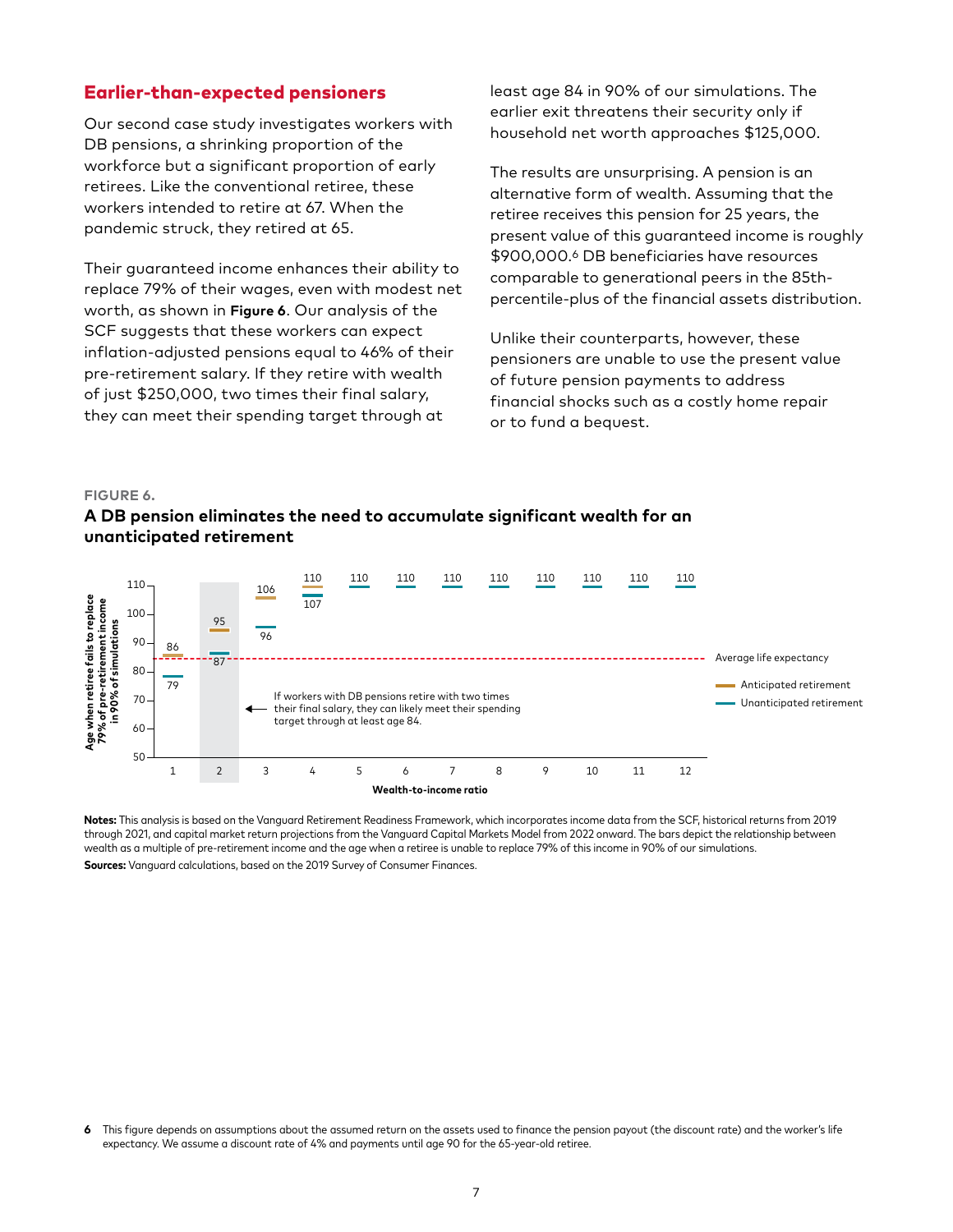## Earlier-than-expected pensioners

Our second case study investigates workers with DB pensions, a shrinking proportion of the workforce but a significant proportion of early retirees. Like the conventional retiree, these workers intended to retire at 67. When the pandemic struck, they retired at 65.

Their guaranteed income enhances their ability to replace 79% of their wages, even with modest net worth, as shown in **Figure 6**. Our analysis of the SCF suggests that these workers can expect inflation-adjusted pensions equal to 46% of their pre-retirement salary. If they retire with wealth of just $250,000, two times their final salary, they can meet their spending target through at least age 84 in 90% of our simulations. The earlier exit threatens their security only if household net worth approaches $125,000.

The results are unsurprising. A pension is an alternative form of wealth. Assuming that the retiree receives this pension for 25 years, the present value of this guaranteed income is roughly $900,000.[6] DB beneficiaries have resources comparable to generational peers in the 85th-percentile-plus of the financial assets distribution.

Unlike their counterparts, however, these pensioners are unable to use the present value of future pension payments to address financial shocks such as a costly home repair or to fund a bequest.

**FIGURE 6.**

**A DB pension eliminates the need to accumulate significant wealth for an unanticipated retirement**

| Wealth-to-income ratio | 1 | 2 | 3 | 4 | 5 | 6 | 7 | 8 | 9 | 10 | 11 | 12 |
|---|---|---|---|---|---|---|---|---|---|---|---|---|
| Anticipated retirement | 86 | 95 | 106 | 110 | 110 | 110 | 110 | 110 | 110 | 110 | 110 | 110 |
| Unanticipated retirement | 79 | 87 | 96 | 107 | 110 | 110 | 110 | 110 | 110 | 110 | 110 | 110 |

Y-axis: Age when retiree fails to replace 79% of pre-retirement income in 90% of simulations. Average life expectancy shown as dashed line.

If workers with DB pensions retire with two times their final salary, they can likely meet their spending target through at least age 84.

**Notes:** This analysis is based on the Vanguard Retirement Readiness Framework, which incorporates income data from the SCF, historical returns from 2019 through 2021, and capital market return projections from the Vanguard Capital Markets Model from 2022 onward. The bars depict the relationship between wealth as a multiple of pre-retirement income and the age when a retiree is unable to replace 79% of this income in 90% of our simulations.

**Sources:** Vanguard calculations, based on the 2019 Survey of Consumer Finances.

6 This figure depends on assumptions about the assumed return on the assets used to finance the pension payout (the discount rate) and the worker's life expectancy. We assume a discount rate of 4% and payments until age 90 for the 65-year-old retiree.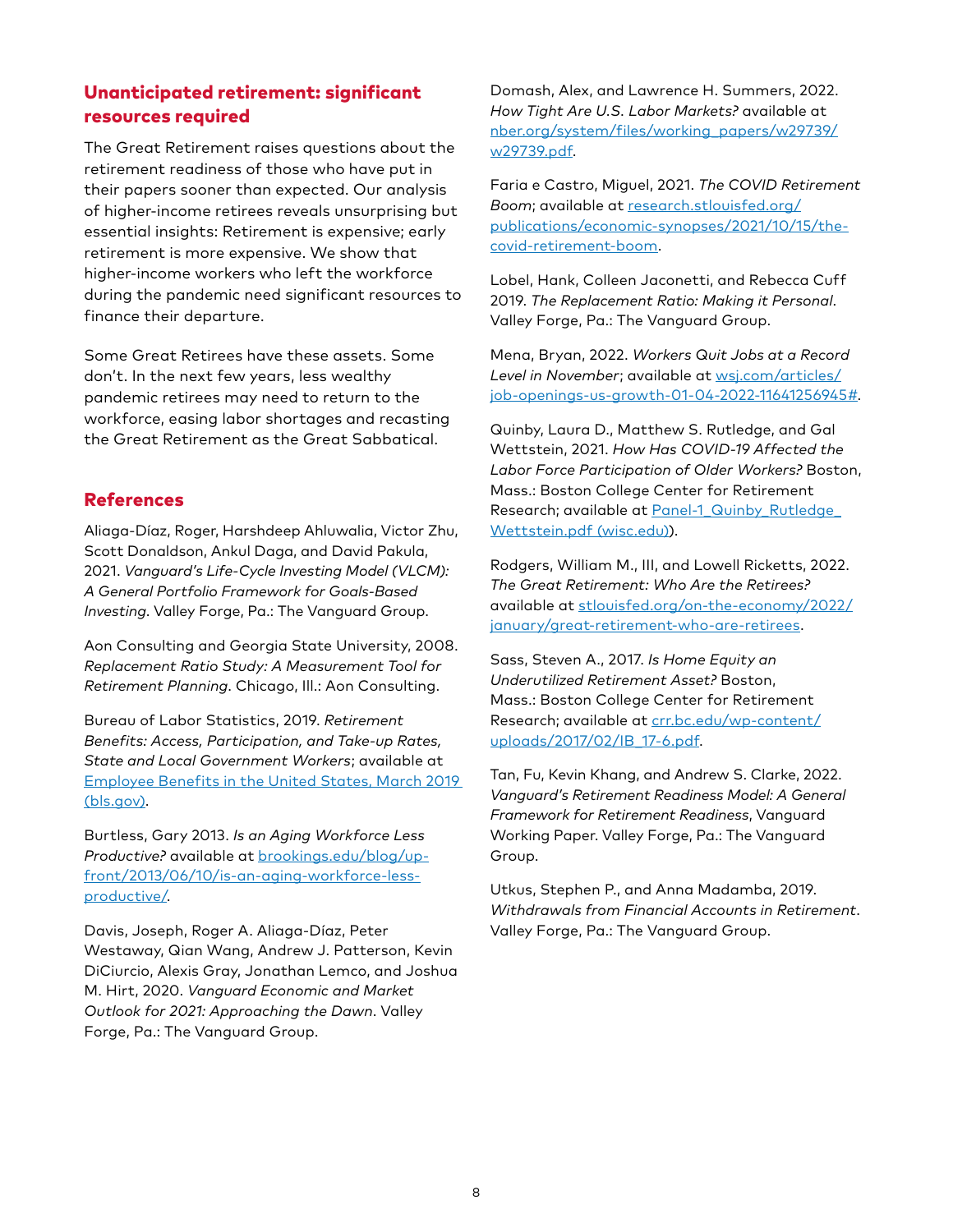## Unanticipated retirement: significant resources required

The Great Retirement raises questions about the retirement readiness of those who have put in their papers sooner than expected. Our analysis of higher-income retirees reveals unsurprising but essential insights: Retirement is expensive; early retirement is more expensive. We show that higher-income workers who left the workforce during the pandemic need significant resources to finance their departure.

Some Great Retirees have these assets. Some don't. In the next few years, less wealthy pandemic retirees may need to return to the workforce, easing labor shortages and recasting the Great Retirement as the Great Sabbatical.

## References

Aliaga-Díaz, Roger, Harshdeep Ahluwalia, Victor Zhu, Scott Donaldson, Ankul Daga, and David Pakula, 2021. *Vanguard's Life-Cycle Investing Model (VLCM): A General Portfolio Framework for Goals-Based Investing*. Valley Forge, Pa.: The Vanguard Group.

Aon Consulting and Georgia State University, 2008. *Replacement Ratio Study: A Measurement Tool for Retirement Planning*. Chicago, Ill.: Aon Consulting.

Bureau of Labor Statistics, 2019. *Retirement Benefits: Access, Participation, and Take-up Rates, State and Local Government Workers*; available at [Employee Benefits in the United States, March 2019 (bls.gov)](bls.gov).

Burtless, Gary 2013. *Is an Aging Workforce Less Productive?* available at [brookings.edu/blog/up-front/2013/06/10/is-an-aging-workforce-less-productive/](brookings.edu/blog/up-front/2013/06/10/is-an-aging-workforce-less-productive/).

Davis, Joseph, Roger A. Aliaga-Díaz, Peter Westaway, Qian Wang, Andrew J. Patterson, Kevin DiCiurcio, Alexis Gray, Jonathan Lemco, and Joshua M. Hirt, 2020. *Vanguard Economic and Market Outlook for 2021: Approaching the Dawn*. Valley Forge, Pa.: The Vanguard Group.

Domash, Alex, and Lawrence H. Summers, 2022. *How Tight Are U.S. Labor Markets?* available at [nber.org/system/files/working_papers/w29739/w29739.pdf](nber.org/system/files/working_papers/w29739/w29739.pdf).

Faria e Castro, Miguel, 2021. *The COVID Retirement Boom*; available at [research.stlouisfed.org/publications/economic-synopses/2021/10/15/the-covid-retirement-boom](research.stlouisfed.org/publications/economic-synopses/2021/10/15/the-covid-retirement-boom).

Lobel, Hank, Colleen Jaconetti, and Rebecca Cuff 2019. *The Replacement Ratio: Making it Personal*. Valley Forge, Pa.: The Vanguard Group.

Mena, Bryan, 2022. *Workers Quit Jobs at a Record Level in November*; available at [wsj.com/articles/job-openings-us-growth-01-04-2022-11641256945#](wsj.com/articles/job-openings-us-growth-01-04-2022-11641256945#).

Quinby, Laura D., Matthew S. Rutledge, and Gal Wettstein, 2021. *How Has COVID-19 Affected the Labor Force Participation of Older Workers?* Boston, Mass.: Boston College Center for Retirement Research; available at [Panel-1_Quinby_Rutledge_Wettstein.pdf (wisc.edu)](wisc.edu)).

Rodgers, William M., III, and Lowell Ricketts, 2022. *The Great Retirement: Who Are the Retirees?* available at [stlouisfed.org/on-the-economy/2022/january/great-retirement-who-are-retirees](stlouisfed.org/on-the-economy/2022/january/great-retirement-who-are-retirees).

Sass, Steven A., 2017. *Is Home Equity an Underutilized Retirement Asset?* Boston, Mass.: Boston College Center for Retirement Research; available at [crr.bc.edu/wp-content/uploads/2017/02/IB_17-6.pdf](crr.bc.edu/wp-content/uploads/2017/02/IB_17-6.pdf).

Tan, Fu, Kevin Khang, and Andrew S. Clarke, 2022. *Vanguard's Retirement Readiness Model: A General Framework for Retirement Readiness*, Vanguard Working Paper. Valley Forge, Pa.: The Vanguard Group.

Utkus, Stephen P., and Anna Madamba, 2019. *Withdrawals from Financial Accounts in Retirement*. Valley Forge, Pa.: The Vanguard Group.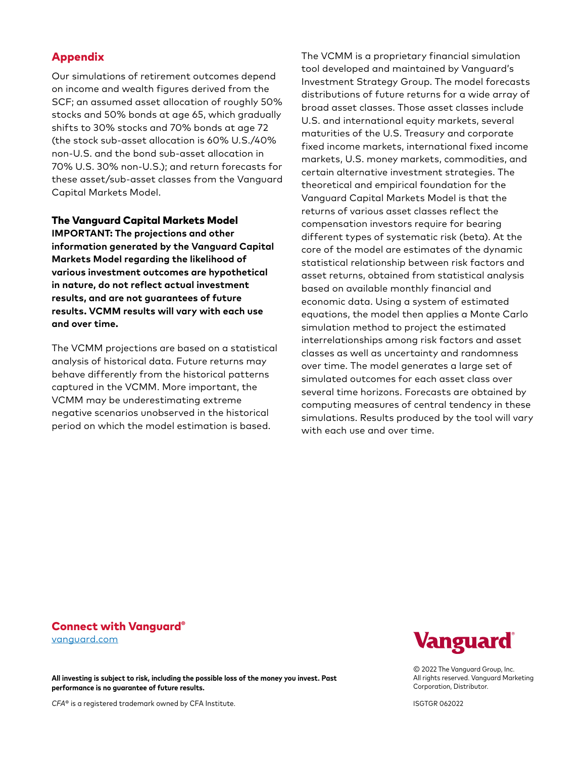## Appendix

Our simulations of retirement outcomes depend on income and wealth figures derived from the SCF; an assumed asset allocation of roughly 50% stocks and 50% bonds at age 65, which gradually shifts to 30% stocks and 70% bonds at age 72 (the stock sub-asset allocation is 60% U.S./40% non-U.S. and the bond sub-asset allocation in 70% U.S. 30% non-U.S.); and return forecasts for these asset/sub-asset classes from the Vanguard Capital Markets Model.

### The Vanguard Capital Markets Model

**IMPORTANT: The projections and other information generated by the Vanguard Capital Markets Model regarding the likelihood of various investment outcomes are hypothetical in nature, do not reflect actual investment results, and are not guarantees of future results. VCMM results will vary with each use and over time.**

The VCMM projections are based on a statistical analysis of historical data. Future returns may behave differently from the historical patterns captured in the VCMM. More important, the VCMM may be underestimating extreme negative scenarios unobserved in the historical period on which the model estimation is based.

The VCMM is a proprietary financial simulation tool developed and maintained by Vanguard's Investment Strategy Group. The model forecasts distributions of future returns for a wide array of broad asset classes. Those asset classes include U.S. and international equity markets, several maturities of the U.S. Treasury and corporate fixed income markets, international fixed income markets, U.S. money markets, commodities, and certain alternative investment strategies. The theoretical and empirical foundation for the Vanguard Capital Markets Model is that the returns of various asset classes reflect the compensation investors require for bearing different types of systematic risk (beta). At the core of the model are estimates of the dynamic statistical relationship between risk factors and asset returns, obtained from statistical analysis based on available monthly financial and economic data. Using a system of estimated equations, the model then applies a Monte Carlo simulation method to project the estimated interrelationships among risk factors and asset classes as well as uncertainty and randomness over time. The model generates a large set of simulated outcomes for each asset class over several time horizons. Forecasts are obtained by computing measures of central tendency in these simulations. Results produced by the tool will vary with each use and over time.

**Connect with Vanguard®**
vanguard.com

**All investing is subject to risk, including the possible loss of the money you invest. Past performance is no guarantee of future results.**

*CFA®* is a registered trademark owned by CFA Institute.

Vanguard®

© 2022 The Vanguard Group, Inc.
All rights reserved. Vanguard Marketing Corporation, Distributor.

ISGTGR 062022